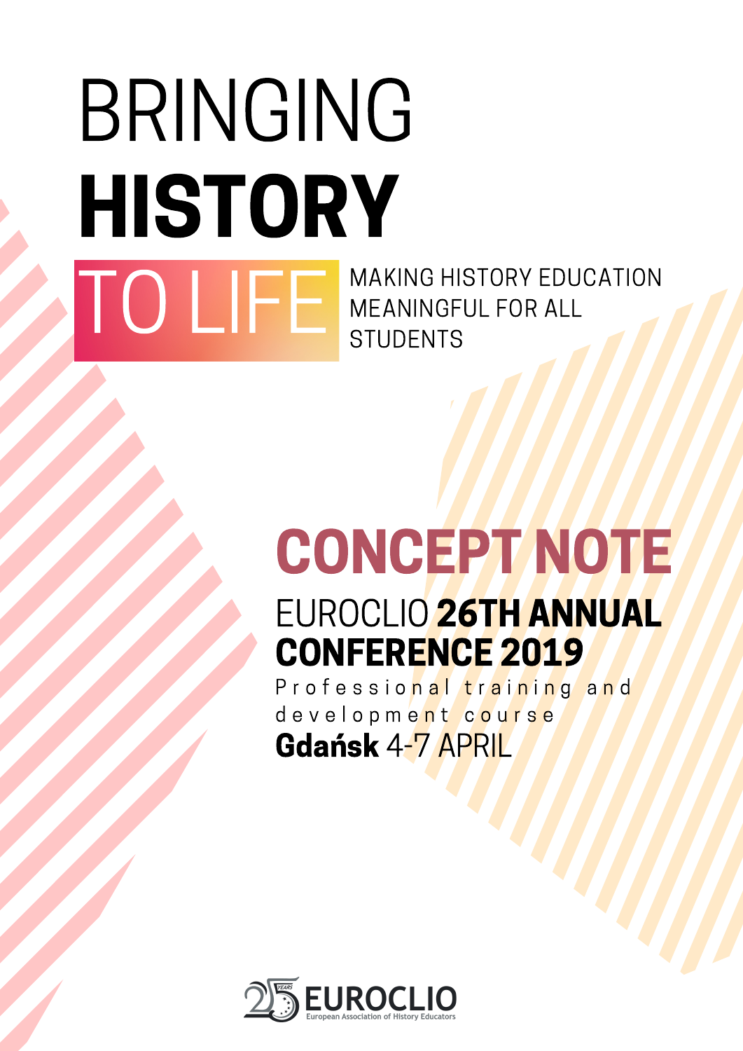# BRINGING **HISTORY** TO LIFE

MAKING HISTORY EDUCATION MEANINGFUL FOR ALL STUDENTS

## CONCEPT NOTE

### EUROCLIO **26TH ANNUAL CONFERENCE 2019**

Professional training and development course

**Gdańsk** 4-7 APRIL

EUROCLIO

European Association of History Educators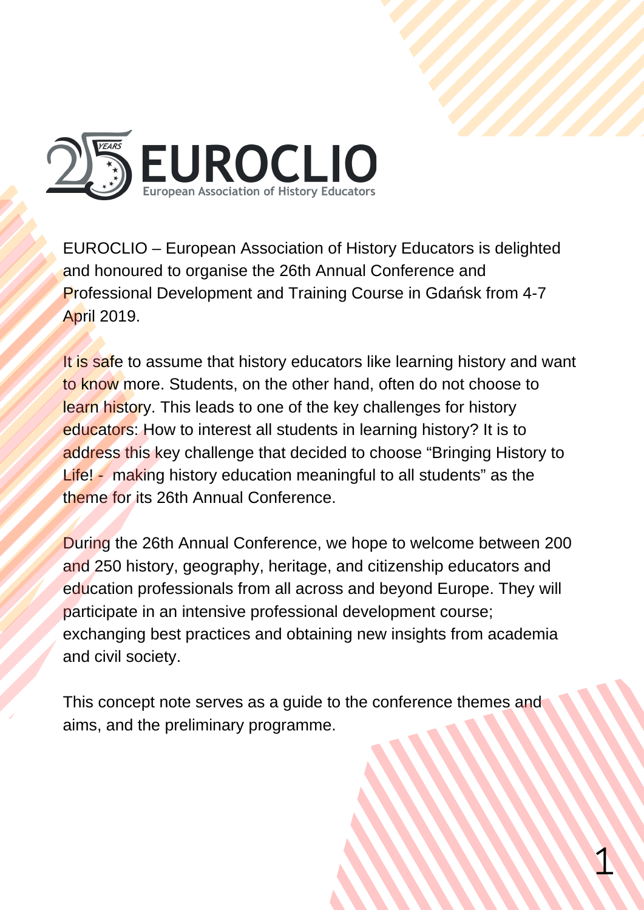# EUROCLIO

European Association of History Educators

EUROCLIO – European Association of History Educators is delighted and honoured to organise the 26th Annual Conference and Professional Development and Training Course in Gdańsk from 4-7 April 2019.

It is safe to assume that history educators like learning history and want to know more. Students, on the other hand, often do not choose to learn history. This leads to one of the key challenges for history educators: How to interest all students in learning history? It is to address this key challenge that decided to choose "Bringing History to Life! - making history education meaningful to all students" as the theme for its 26th Annual Conference.

During the 26th Annual Conference, we hope to welcome between 200 and 250 history, geography, heritage, and citizenship educators and education professionals from all across and beyond Europe. They will participate in an intensive professional development course; exchanging best practices and obtaining new insights from academia and civil society.

This concept note serves as a guide to the conference themes and aims, and the preliminary programme.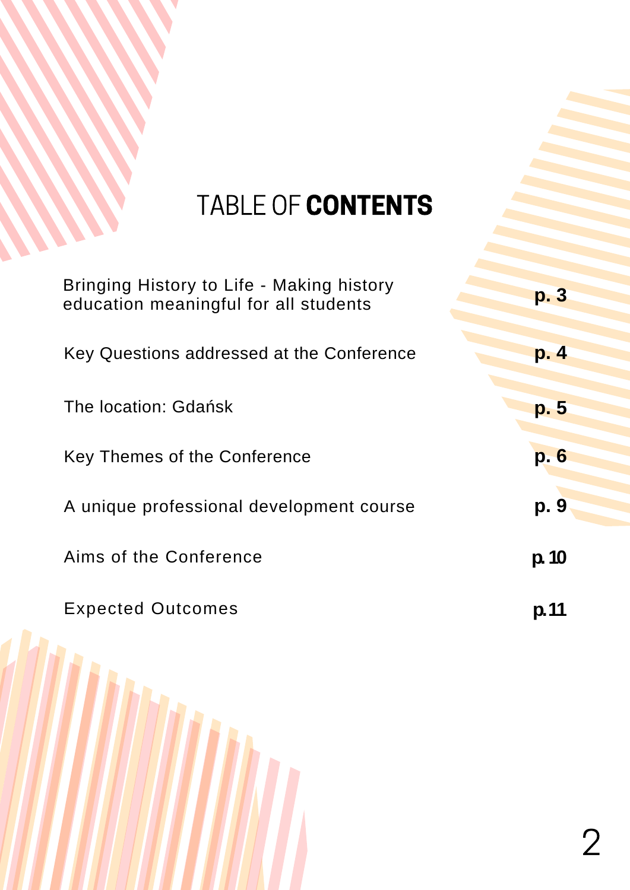# TABLE OF **CONTENTS**

| | |
|---|---|
| Bringing History to Life - Making history education meaningful for all students | **p. 3** |
| Key Questions addressed at the Conference | **p. 4** |
| The location: Gdańsk | **p. 5** |
| Key Themes of the Conference | **p. 6** |
| A unique professional development course | **p. 9** |
| Aims of the Conference | **p. 10** |
| Expected Outcomes | **p. 11** |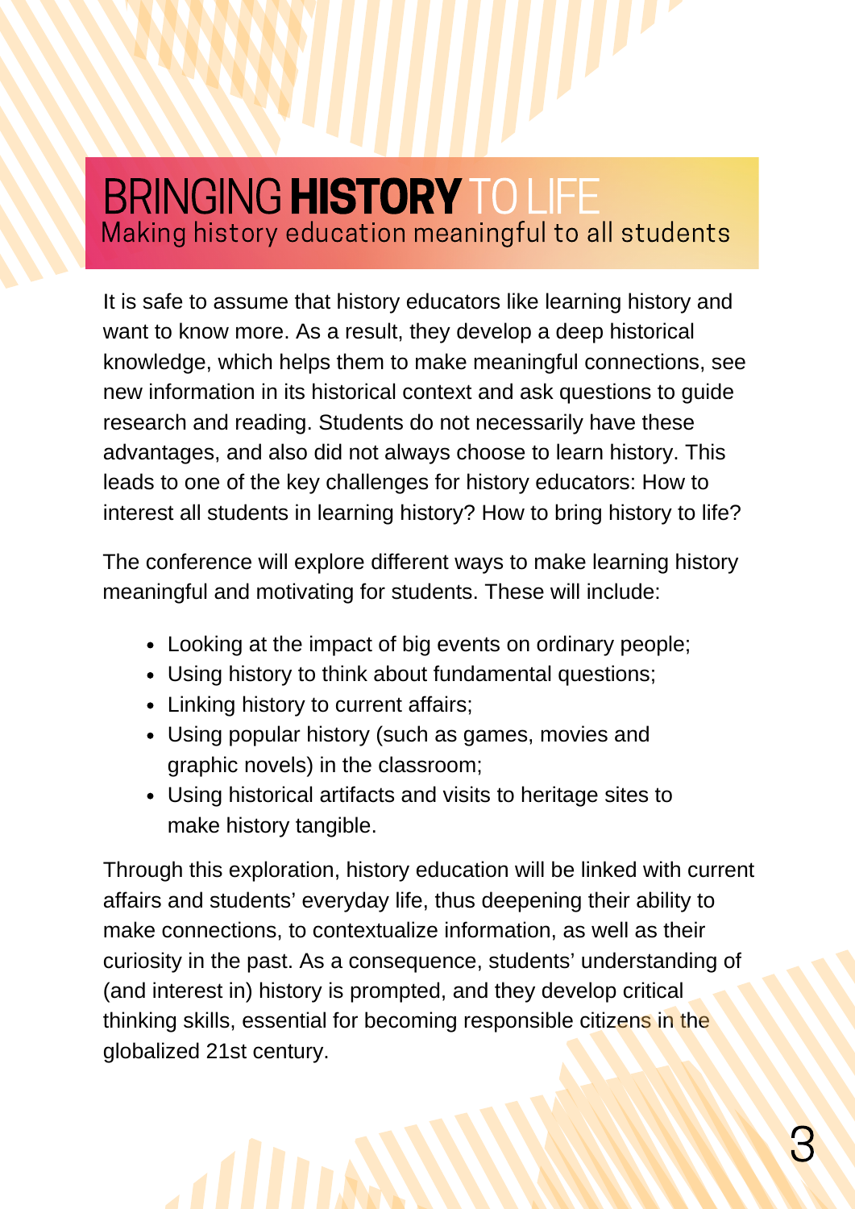# BRINGING **HISTORY** TO LIFE

## Making history education meaningful to all students

It is safe to assume that history educators like learning history and want to know more. As a result, they develop a deep historical knowledge, which helps them to make meaningful connections, see new information in its historical context and ask questions to guide research and reading. Students do not necessarily have these advantages, and also did not always choose to learn history. This leads to one of the key challenges for history educators: How to interest all students in learning history? How to bring history to life?

The conference will explore different ways to make learning history meaningful and motivating for students. These will include:

- Looking at the impact of big events on ordinary people;
- Using history to think about fundamental questions;
- Linking history to current affairs;
- Using popular history (such as games, movies and graphic novels) in the classroom;
- Using historical artifacts and visits to heritage sites to make history tangible.

Through this exploration, history education will be linked with current affairs and students' everyday life, thus deepening their ability to make connections, to contextualize information, as well as their curiosity in the past. As a consequence, students' understanding of (and interest in) history is prompted, and they develop critical thinking skills, essential for becoming responsible citizens in the globalized 21st century.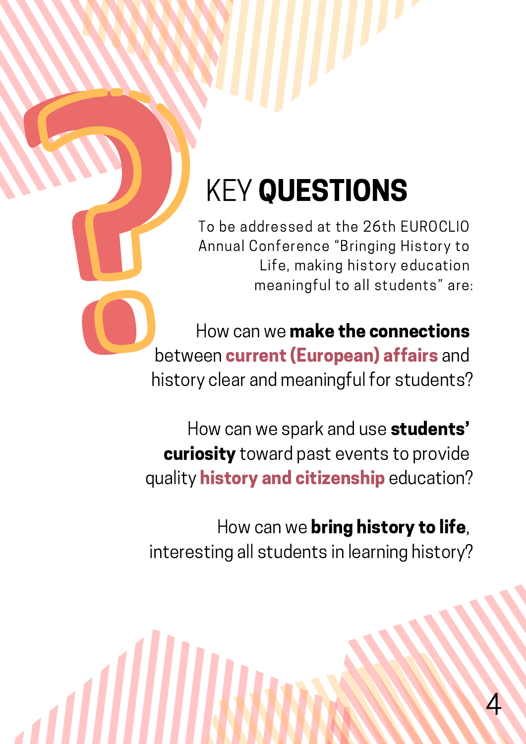# KEY **QUESTIONS**

To be addressed at the 26th EUROCLIO Annual Conference "Bringing History to Life, making history education meaningful to all students" are:

How can we **make the connections** between **current (European) affairs** and history clear and meaningful for students?

How can we spark and use **students' curiosity** toward past events to provide quality **history and citizenship** education?

How can we **bring history to life**, interesting all students in learning history?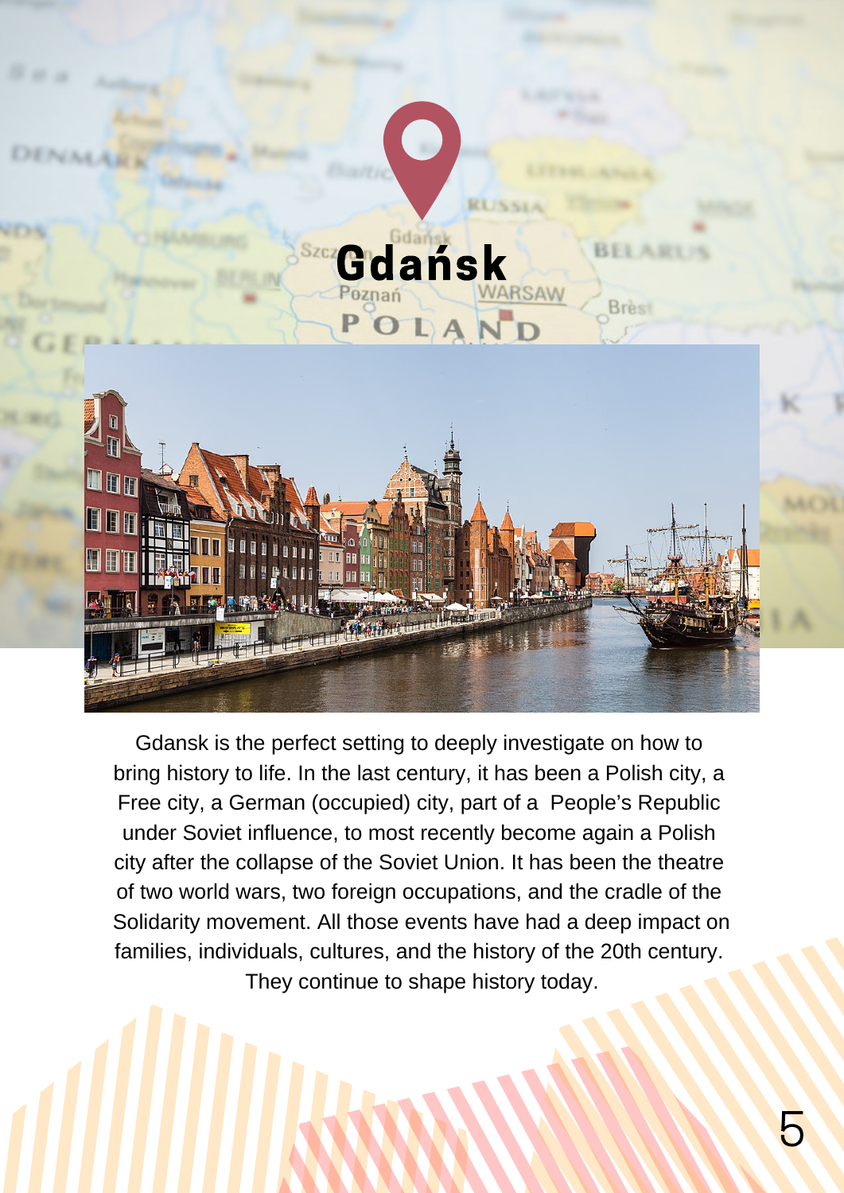# Gdańsk

Gdansk is the perfect setting to deeply investigate on how to bring history to life. In the last century, it has been a Polish city, a Free city, a German (occupied) city, part of a People's Republic under Soviet influence, to most recently become again a Polish city after the collapse of the Soviet Union. It has been the theatre of two world wars, two foreign occupations, and the cradle of the Solidarity movement. All those events have had a deep impact on families, individuals, cultures, and the history of the 20th century. They continue to shape history today.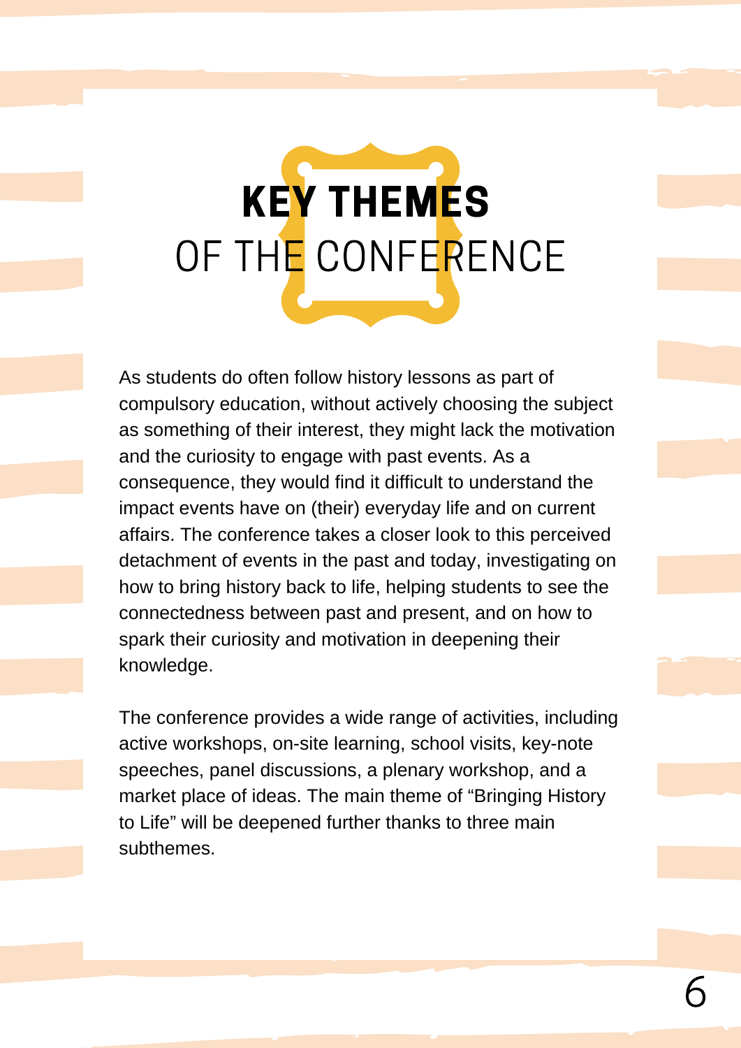# KEY THEMES OF THE CONFERENCE

As students do often follow history lessons as part of compulsory education, without actively choosing the subject as something of their interest, they might lack the motivation and the curiosity to engage with past events. As a consequence, they would find it difficult to understand the impact events have on (their) everyday life and on current affairs. The conference takes a closer look to this perceived detachment of events in the past and today, investigating on how to bring history back to life, helping students to see the connectedness between past and present, and on how to spark their curiosity and motivation in deepening their knowledge.

The conference provides a wide range of activities, including active workshops, on-site learning, school visits, key-note speeches, panel discussions, a plenary workshop, and a market place of ideas. The main theme of “Bringing History to Life” will be deepened further thanks to three main subthemes.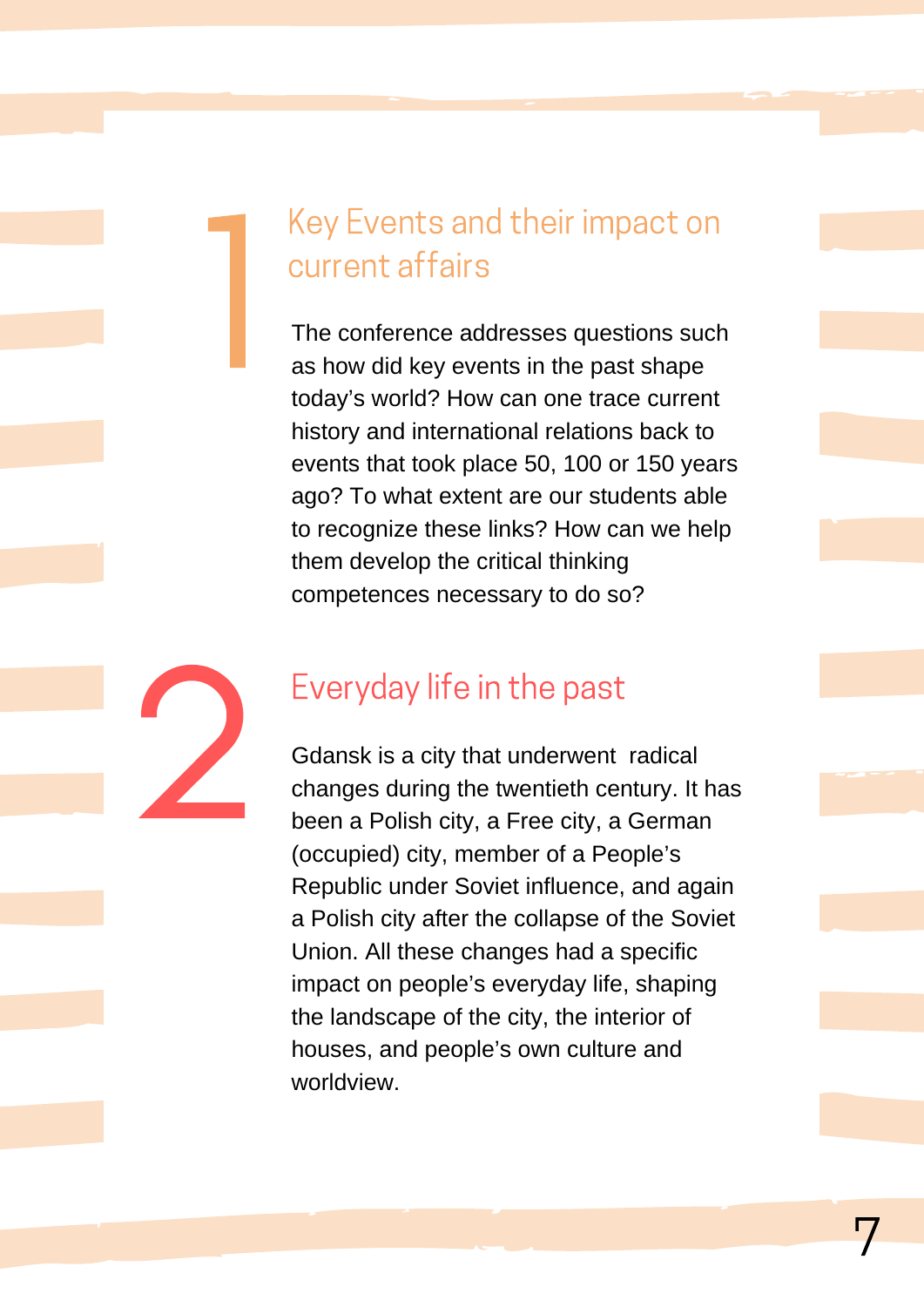## 1 Key Events and their impact on current affairs

The conference addresses questions such as how did key events in the past shape today's world? How can one trace current history and international relations back to events that took place 50, 100 or 150 years ago? To what extent are our students able to recognize these links? How can we help them develop the critical thinking competences necessary to do so?

## 2 Everyday life in the past

Gdansk is a city that underwent radical changes during the twentieth century. It has been a Polish city, a Free city, a German (occupied) city, member of a People's Republic under Soviet influence, and again a Polish city after the collapse of the Soviet Union. All these changes had a specific impact on people's everyday life, shaping the landscape of the city, the interior of houses, and people's own culture and worldview.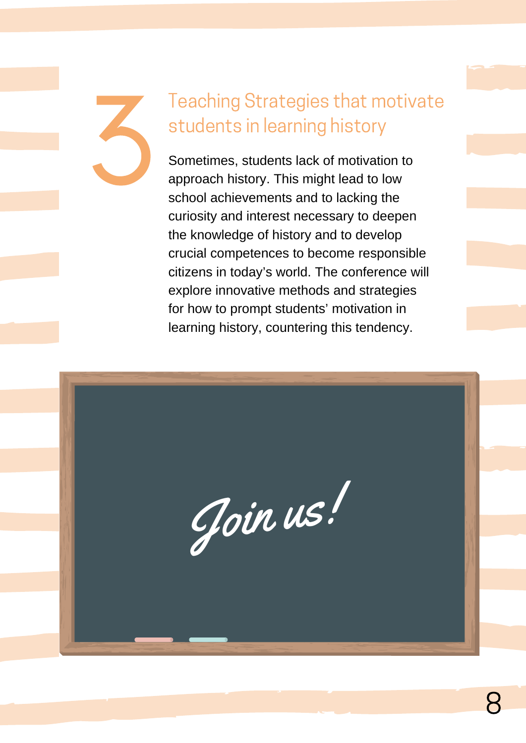## 3 Teaching Strategies that motivate students in learning history

Sometimes, students lack of motivation to approach history. This might lead to low school achievements and to lacking the curiosity and interest necessary to deepen the knowledge of history and to develop crucial competences to become responsible citizens in today's world. The conference will explore innovative methods and strategies for how to prompt students' motivation in learning history, countering this tendency.

*Join us!*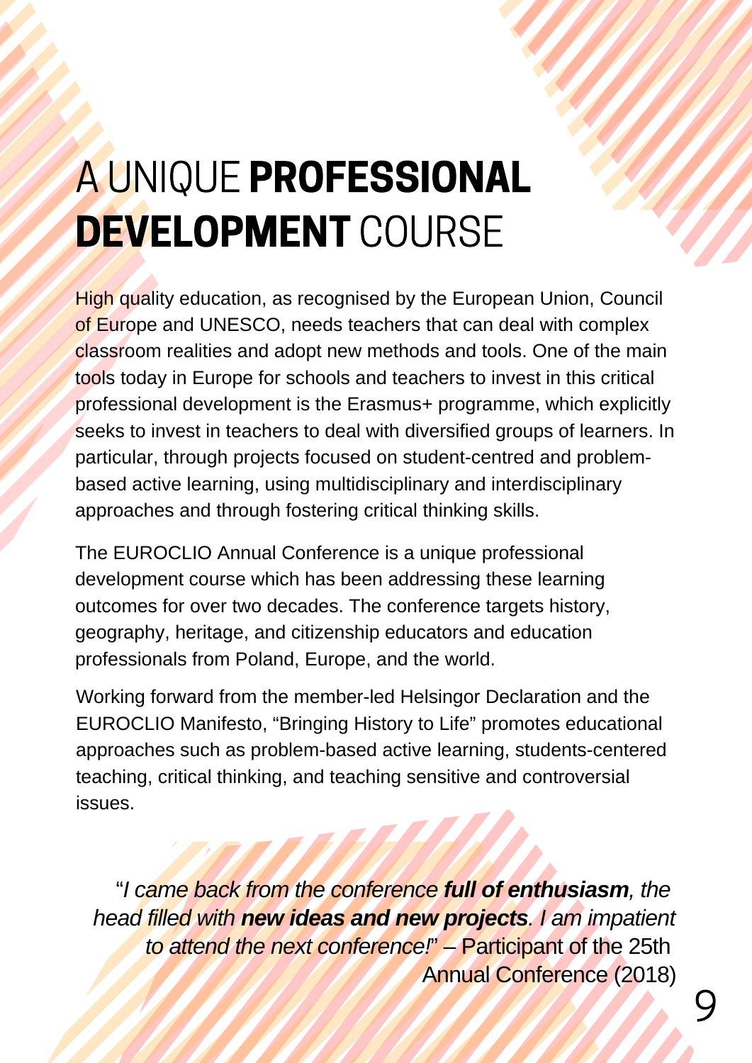# A UNIQUE **PROFESSIONAL DEVELOPMENT** COURSE

High quality education, as recognised by the European Union, Council of Europe and UNESCO, needs teachers that can deal with complex classroom realities and adopt new methods and tools. One of the main tools today in Europe for schools and teachers to invest in this critical professional development is the Erasmus+ programme, which explicitly seeks to invest in teachers to deal with diversified groups of learners. In particular, through projects focused on student-centred and problem-based active learning, using multidisciplinary and interdisciplinary approaches and through fostering critical thinking skills.

The EUROCLIO Annual Conference is a unique professional development course which has been addressing these learning outcomes for over two decades. The conference targets history, geography, heritage, and citizenship educators and education professionals from Poland, Europe, and the world.

Working forward from the member-led Helsingor Declaration and the EUROCLIO Manifesto, "Bringing History to Life" promotes educational approaches such as problem-based active learning, students-centered teaching, critical thinking, and teaching sensitive and controversial issues.

"*I came back from the conference **full of enthusiasm**, the head filled with **new ideas and new projects**. I am impatient to attend the next conference!*" – Participant of the 25th Annual Conference (2018)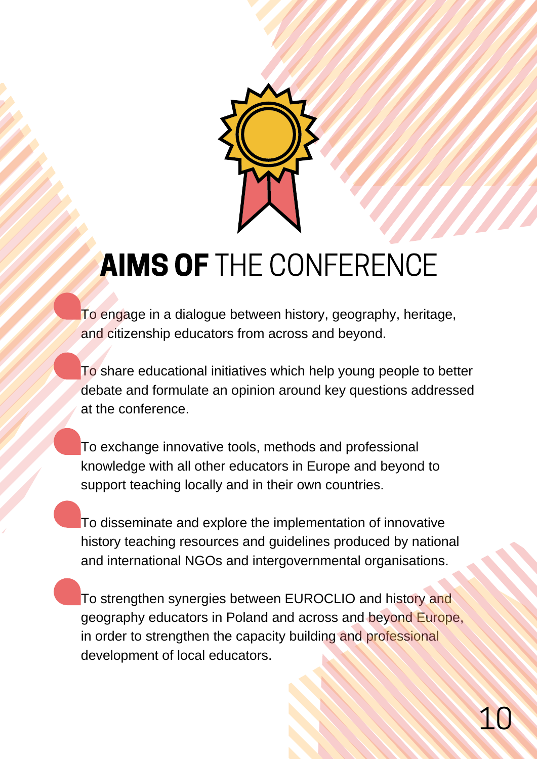# AIMS OF THE CONFERENCE

- To engage in a dialogue between history, geography, heritage, and citizenship educators from across and beyond.
- To share educational initiatives which help young people to better debate and formulate an opinion around key questions addressed at the conference.
- To exchange innovative tools, methods and professional knowledge with all other educators in Europe and beyond to support teaching locally and in their own countries.
- To disseminate and explore the implementation of innovative history teaching resources and guidelines produced by national and international NGOs and intergovernmental organisations.
- To strengthen synergies between EUROCLIO and history and geography educators in Poland and across and beyond Europe, in order to strengthen the capacity building and professional development of local educators.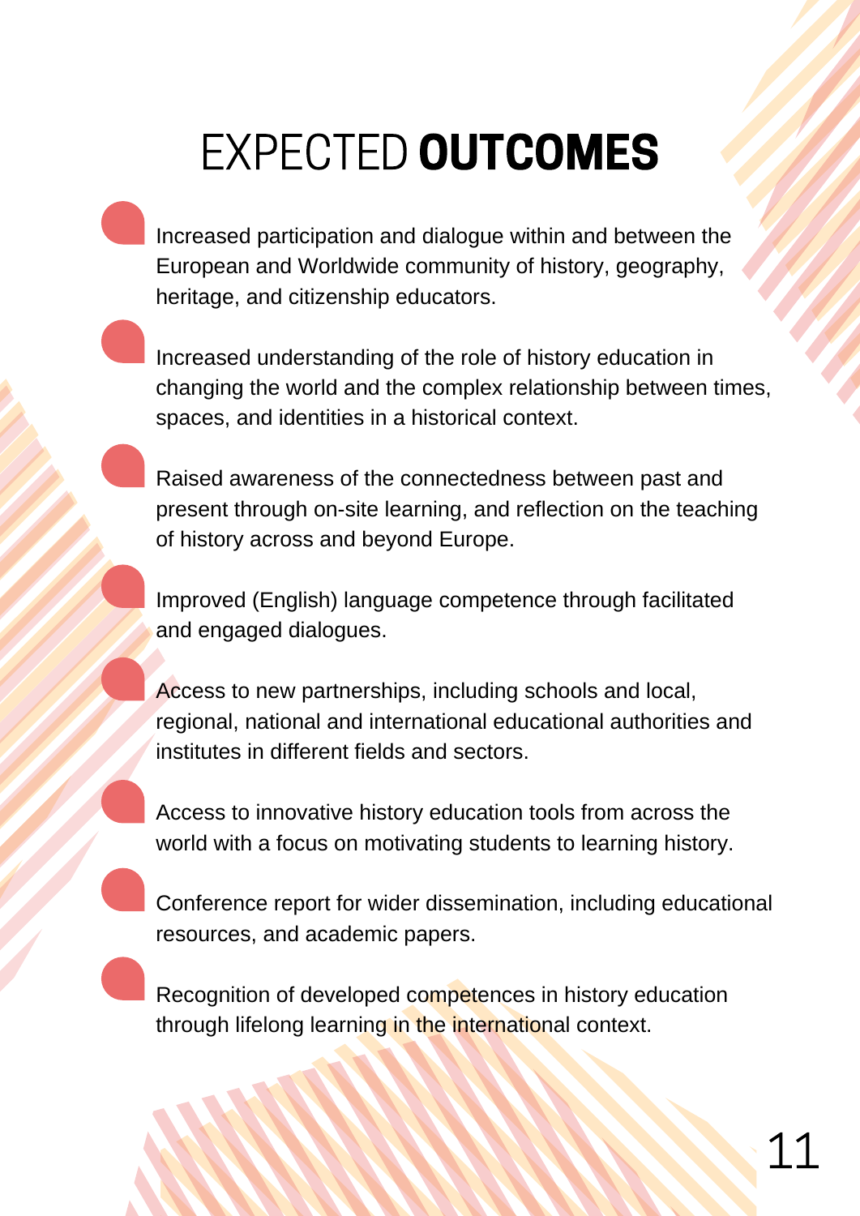# EXPECTED **OUTCOMES**

- Increased participation and dialogue within and between the European and Worldwide community of history, geography, heritage, and citizenship educators.
- Increased understanding of the role of history education in changing the world and the complex relationship between times, spaces, and identities in a historical context.
- Raised awareness of the connectedness between past and present through on-site learning, and reflection on the teaching of history across and beyond Europe.
- Improved (English) language competence through facilitated and engaged dialogues.
- Access to new partnerships, including schools and local, regional, national and international educational authorities and institutes in different fields and sectors.
- Access to innovative history education tools from across the world with a focus on motivating students to learning history.
- Conference report for wider dissemination, including educational resources, and academic papers.
- Recognition of developed competences in history education through lifelong learning in the international context.